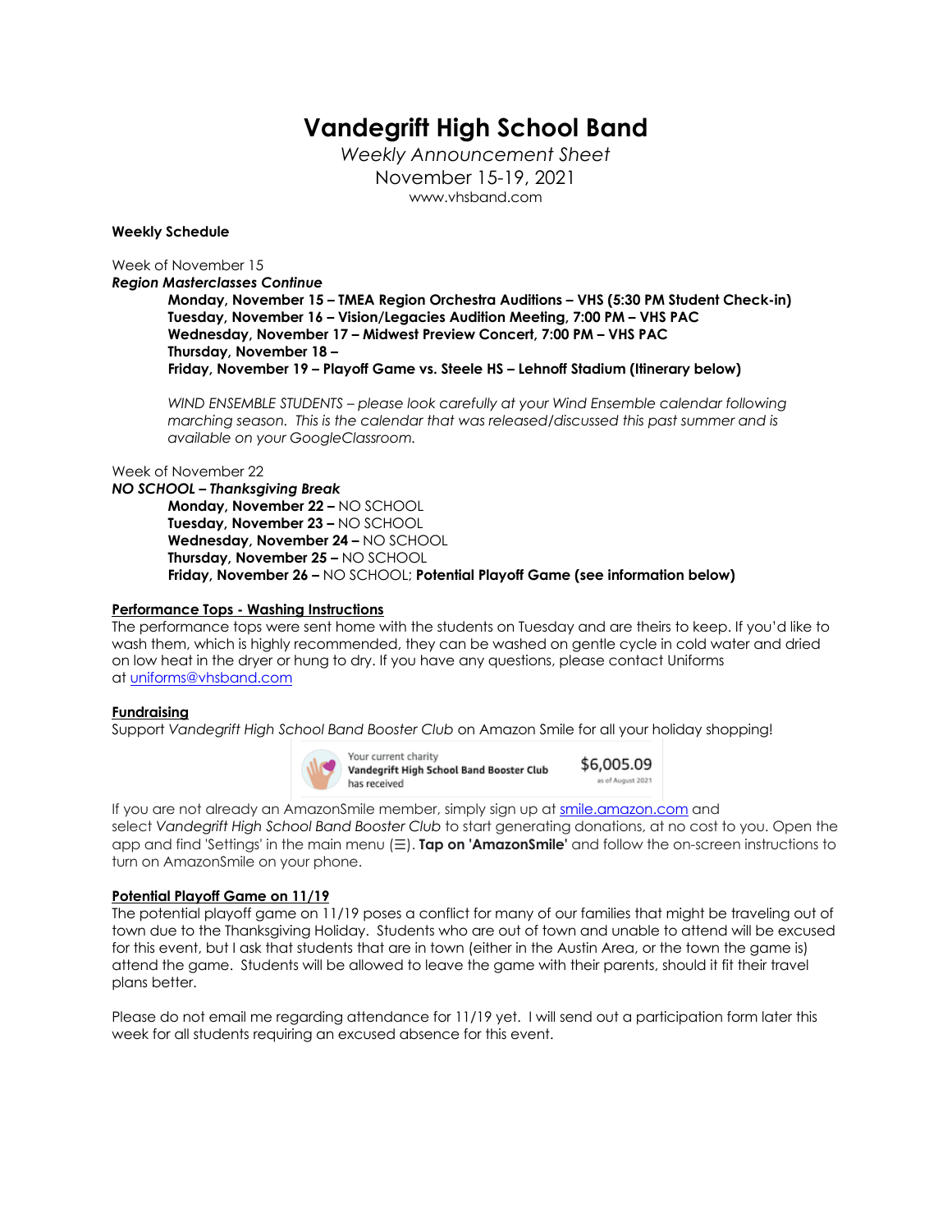# Vandegrift High School Band

*Weekly Announcement Sheet*

November 15-19, 2021

www.vhsband.com

**Weekly Schedule**

Week of November 15

***Region Masterclasses Continue***

> **Monday, November 15 – TMEA Region Orchestra Auditions – VHS (5:30 PM Student Check-in)**
> **Tuesday, November 16 – Vision/Legacies Audition Meeting, 7:00 PM – VHS PAC**
> **Wednesday, November 17 – Midwest Preview Concert, 7:00 PM – VHS PAC**
> **Thursday, November 18 –**
> **Friday, November 19 – Playoff Game vs. Steele HS – Lehnoff Stadium (Itinerary below)**
>
> *WIND ENSEMBLE STUDENTS – please look carefully at your Wind Ensemble calendar following marching season. This is the calendar that was released/discussed this past summer and is available on your GoogleClassroom.*

Week of November 22

***NO SCHOOL – Thanksgiving Break***

> **Monday, November 22 –** NO SCHOOL
> **Tuesday, November 23 –** NO SCHOOL
> **Wednesday, November 24 –** NO SCHOOL
> **Thursday, November 25 –** NO SCHOOL
> **Friday, November 26 –** NO SCHOOL; **Potential Playoff Game (see information below)**

**Performance Tops - Washing Instructions**

The performance tops were sent home with the students on Tuesday and are theirs to keep. If you'd like to wash them, which is highly recommended, they can be washed on gentle cycle in cold water and dried on low heat in the dryer or hung to dry. If you have any questions, please contact Uniforms at uniforms@vhsband.com

**Fundraising**

Support *Vandegrift High School Band Booster Club* on Amazon Smile for all your holiday shopping!

Your current charity **Vandegrift High School Band Booster Club** has received **$6,005.09** as of August 2021

If you are not already an AmazonSmile member, simply sign up at smile.amazon.com and select *Vandegrift High School Band Booster Club* to start generating donations, at no cost to you. Open the app and find 'Settings' in the main menu (☰). **Tap on 'AmazonSmile'** and follow the on-screen instructions to turn on AmazonSmile on your phone.

**Potential Playoff Game on 11/19**

The potential playoff game on 11/19 poses a conflict for many of our families that might be traveling out of town due to the Thanksgiving Holiday. Students who are out of town and unable to attend will be excused for this event, but I ask that students that are in town (either in the Austin Area, or the town the game is) attend the game. Students will be allowed to leave the game with their parents, should it fit their travel plans better.

Please do not email me regarding attendance for 11/19 yet. I will send out a participation form later this week for all students requiring an excused absence for this event.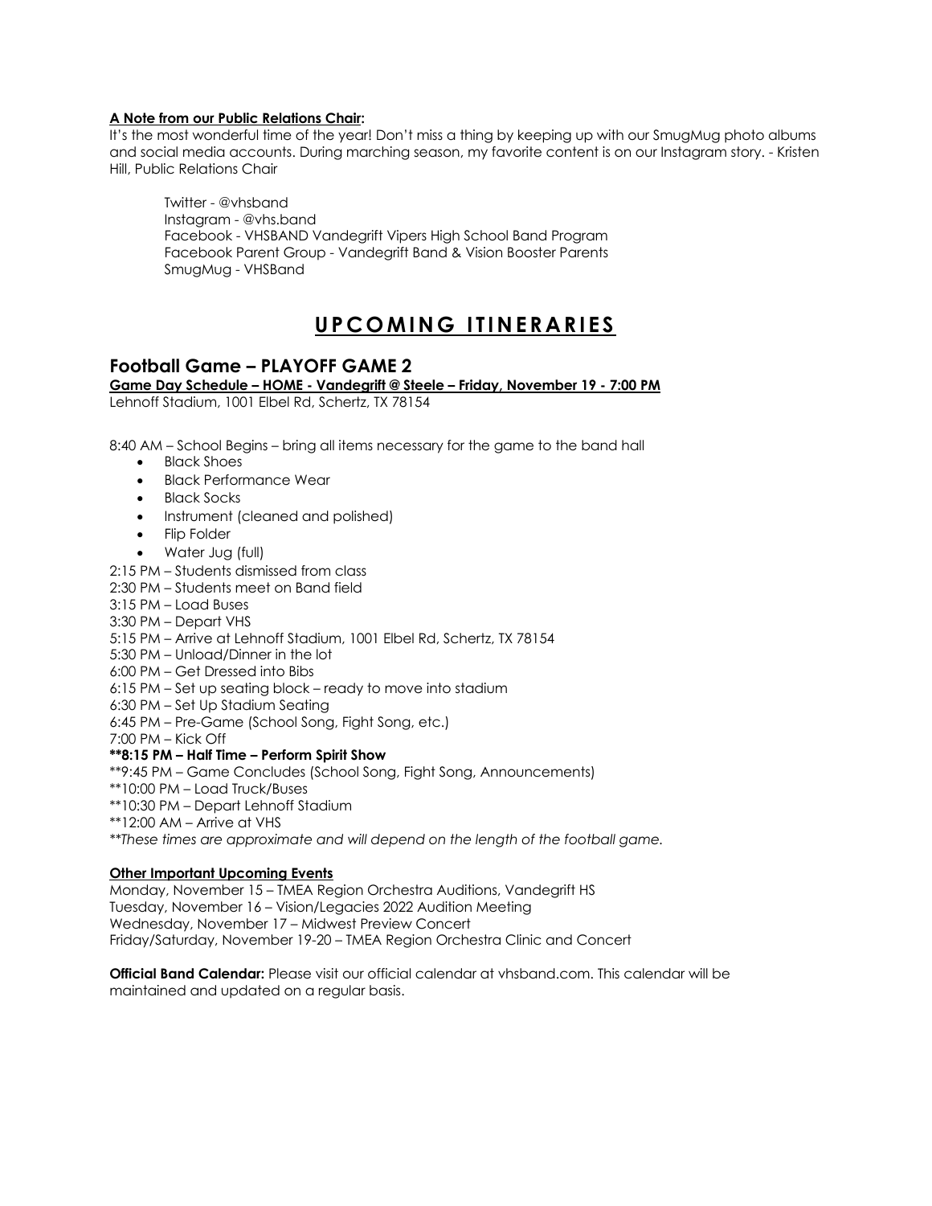**A Note from our Public Relations Chair:**

It's the most wonderful time of the year! Don't miss a thing by keeping up with our SmugMug photo albums and social media accounts. During marching season, my favorite content is on our Instagram story. - Kristen Hill, Public Relations Chair

> Twitter - @vhsband
> Instagram - @vhs.band
> Facebook - VHSBAND Vandegrift Vipers High School Band Program
> Facebook Parent Group - Vandegrift Band & Vision Booster Parents
> SmugMug - VHSBand

# UPCOMING ITINERARIES

## Football Game – PLAYOFF GAME 2

**Game Day Schedule – HOME - Vandegrift @ Steele – Friday, November 19 - 7:00 PM**

Lehnoff Stadium, 1001 Elbel Rd, Schertz, TX 78154

8:40 AM – School Begins – bring all items necessary for the game to the band hall

- Black Shoes
- Black Performance Wear
- Black Socks
- Instrument (cleaned and polished)
- Flip Folder
- Water Jug (full)

2:15 PM – Students dismissed from class
2:30 PM – Students meet on Band field
3:15 PM – Load Buses
3:30 PM – Depart VHS
5:15 PM – Arrive at Lehnoff Stadium, 1001 Elbel Rd, Schertz, TX 78154
5:30 PM – Unload/Dinner in the lot
6:00 PM – Get Dressed into Bibs
6:15 PM – Set up seating block – ready to move into stadium
6:30 PM – Set Up Stadium Seating
6:45 PM – Pre-Game (School Song, Fight Song, etc.)
7:00 PM – Kick Off
**\*\*8:15 PM – Half Time – Perform Spirit Show**
\*\*9:45 PM – Game Concludes (School Song, Fight Song, Announcements)
\*\*10:00 PM – Load Truck/Buses
\*\*10:30 PM – Depart Lehnoff Stadium
\*\*12:00 AM – Arrive at VHS

*\*\*These times are approximate and will depend on the length of the football game.*

**Other Important Upcoming Events**

Monday, November 15 – TMEA Region Orchestra Auditions, Vandegrift HS
Tuesday, November 16 – Vision/Legacies 2022 Audition Meeting
Wednesday, November 17 – Midwest Preview Concert
Friday/Saturday, November 19-20 – TMEA Region Orchestra Clinic and Concert

**Official Band Calendar:** Please visit our official calendar at vhsband.com. This calendar will be maintained and updated on a regular basis.